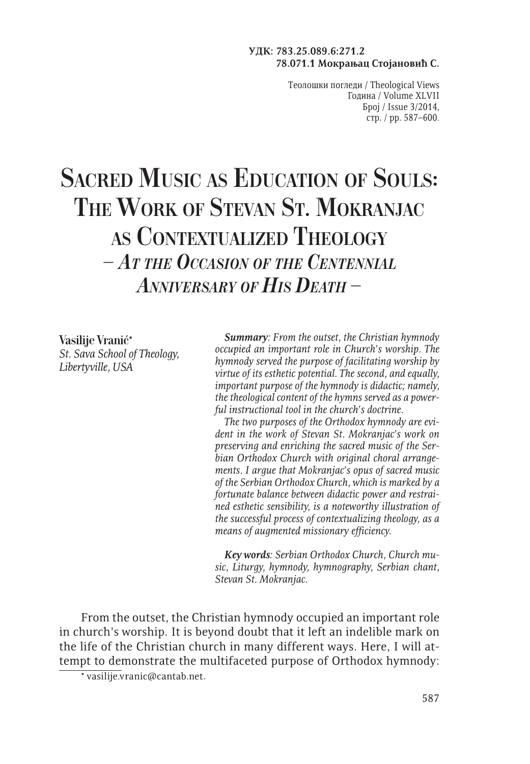УДК: 783.25.089.6:271.2
78.071.1 Мокрањац Стојановић С.

Теолошки погледи / Theological Views
Година / Volume XLVII
Број / Issue 3/2014,
стр. / pp. 587–600.

# Sacred Music as Education of Souls: The Work of Stevan St. Mokranjac as Contextualized Theology – *At the Occasion of the Centennial Anniversary of His Death* –

**Vasilije Vranić***
*St. Sava School of Theology, Libertyville, USA*

***Summary***: *From the outset, the Christian hymnody occupied an important role in Church's worship. The hymnody served the purpose of facilitating worship by virtue of its esthetic potential. The second, and equally, important purpose of the hymnody is didactic; namely, the theological content of the hymns served as a powerful instructional tool in the church's doctrine.*

*The two purposes of the Orthodox hymnody are evident in the work of Stevan St. Mokranjac's work on preserving and enriching the sacred music of the Serbian Orthodox Church with original choral arrangements. I argue that Mokranjac's opus of sacred music of the Serbian Orthodox Church, which is marked by a fortunate balance between didactic power and restrained esthetic sensibility, is a noteworthy illustration of the successful process of contextualizing theology, as a means of augmented missionary efficiency.*

***Key words***: *Serbian Orthodox Church, Church music, Liturgy, hymnody, hymnography, Serbian chant, Stevan St. Mokranjac.*

From the outset, the Christian hymnody occupied an important role in church's worship. It is beyond doubt that it left an indelible mark on the life of the Christian church in many different ways. Here, I will attempt to demonstrate the multifaceted purpose of Orthodox hymnody:

* vasilije.vranic@cantab.net.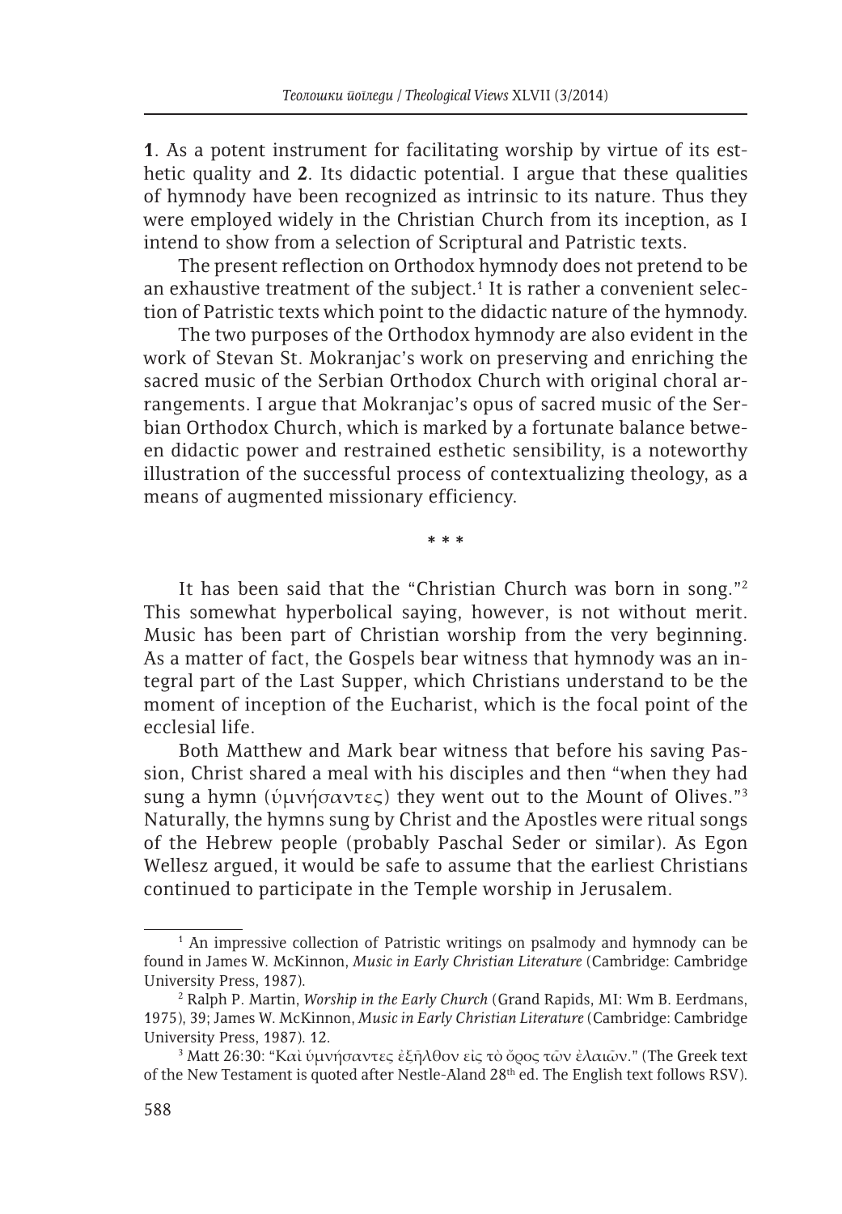**1**. As a potent instrument for facilitating worship by virtue of its esthetic quality and **2**. Its didactic potential. I argue that these qualities of hymnody have been recognized as intrinsic to its nature. Thus they were employed widely in the Christian Church from its inception, as I intend to show from a selection of Scriptural and Patristic texts.

The present reflection on Orthodox hymnody does not pretend to be an exhaustive treatment of the subject.[1] It is rather a convenient selection of Patristic texts which point to the didactic nature of the hymnody.

The two purposes of the Orthodox hymnody are also evident in the work of Stevan St. Mokranjac's work on preserving and enriching the sacred music of the Serbian Orthodox Church with original choral arrangements. I argue that Mokranjac's opus of sacred music of the Serbian Orthodox Church, which is marked by a fortunate balance between didactic power and restrained esthetic sensibility, is a noteworthy illustration of the successful process of contextualizing theology, as a means of augmented missionary efficiency.

\* \* \*

It has been said that the "Christian Church was born in song."[2] This somewhat hyperbolical saying, however, is not without merit. Music has been part of Christian worship from the very beginning. As a matter of fact, the Gospels bear witness that hymnody was an integral part of the Last Supper, which Christians understand to be the moment of inception of the Eucharist, which is the focal point of the ecclesial life.

Both Matthew and Mark bear witness that before his saving Passion, Christ shared a meal with his disciples and then "when they had sung a hymn (ὑμνήσαντες) they went out to the Mount of Olives."[3] Naturally, the hymns sung by Christ and the Apostles were ritual songs of the Hebrew people (probably Paschal Seder or similar). As Egon Wellesz argued, it would be safe to assume that the earliest Christians continued to participate in the Temple worship in Jerusalem.

---

[1] An impressive collection of Patristic writings on psalmody and hymnody can be found in James W. McKinnon, *Music in Early Christian Literature* (Cambridge: Cambridge University Press, 1987).

[2] Ralph P. Martin, *Worship in the Early Church* (Grand Rapids, MI: Wm B. Eerdmans, 1975), 39; James W. McKinnon, *Music in Early Christian Literature* (Cambridge: Cambridge University Press, 1987). 12.

[3] Matt 26:30: "Καὶ ὑμνήσαντες ἐξῆλθον εἰς τὸ ὄρος τῶν ἐλαιῶν." (The Greek text of the New Testament is quoted after Nestle-Aland 28th ed. The English text follows RSV).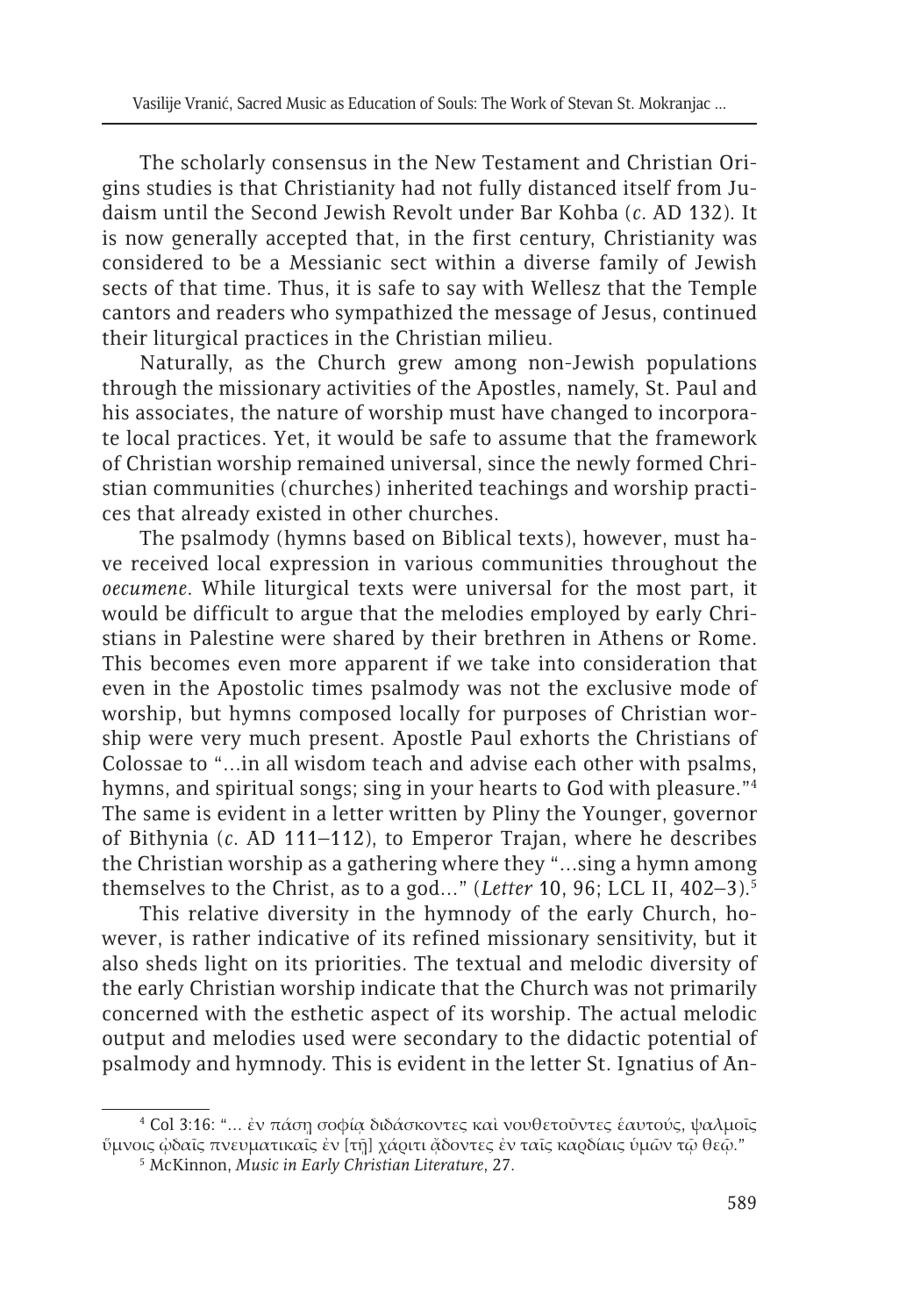The scholarly consensus in the New Testament and Christian Origins studies is that Christianity had not fully distanced itself from Judaism until the Second Jewish Revolt under Bar Kohba (*c*. AD 132). It is now generally accepted that, in the first century, Christianity was considered to be a Messianic sect within a diverse family of Jewish sects of that time. Thus, it is safe to say with Wellesz that the Temple cantors and readers who sympathized the message of Jesus, continued their liturgical practices in the Christian milieu.

Naturally, as the Church grew among non-Jewish populations through the missionary activities of the Apostles, namely, St. Paul and his associates, the nature of worship must have changed to incorporate local practices. Yet, it would be safe to assume that the framework of Christian worship remained universal, since the newly formed Christian communities (churches) inherited teachings and worship practices that already existed in other churches.

The psalmody (hymns based on Biblical texts), however, must have received local expression in various communities throughout the *oecumene*. While liturgical texts were universal for the most part, it would be difficult to argue that the melodies employed by early Christians in Palestine were shared by their brethren in Athens or Rome. This becomes even more apparent if we take into consideration that even in the Apostolic times psalmody was not the exclusive mode of worship, but hymns composed locally for purposes of Christian worship were very much present. Apostle Paul exhorts the Christians of Colossae to "…in all wisdom teach and advise each other with psalms, hymns, and spiritual songs; sing in your hearts to God with pleasure."[4] The same is evident in a letter written by Pliny the Younger, governor of Bithynia (*c*. AD 111–112), to Emperor Trajan, where he describes the Christian worship as a gathering where they "…sing a hymn among themselves to the Christ, as to a god…" (*Letter* 10, 96; LCL II, 402–3).[5]

This relative diversity in the hymnody of the early Church, however, is rather indicative of its refined missionary sensitivity, but it also sheds light on its priorities. The textual and melodic diversity of the early Christian worship indicate that the Church was not primarily concerned with the esthetic aspect of its worship. The actual melodic output and melodies used were secondary to the didactic potential of psalmody and hymnody. This is evident in the letter St. Ignatius of An-

---

[4] Col 3:16: "… ἐν πάσῃ σοφίᾳ διδάσκοντες καὶ νουθετοῦντες ἑαυτούς, ψαλμοῖς ὕμνοις ᾠδαῖς πνευματικαῖς ἐν [τῇ] χάριτι ᾄδοντες ἐν ταῖς καρδίαις ὑμῶν τῷ θεῷ."

[5] McKinnon, *Music in Early Christian Literature*, 27.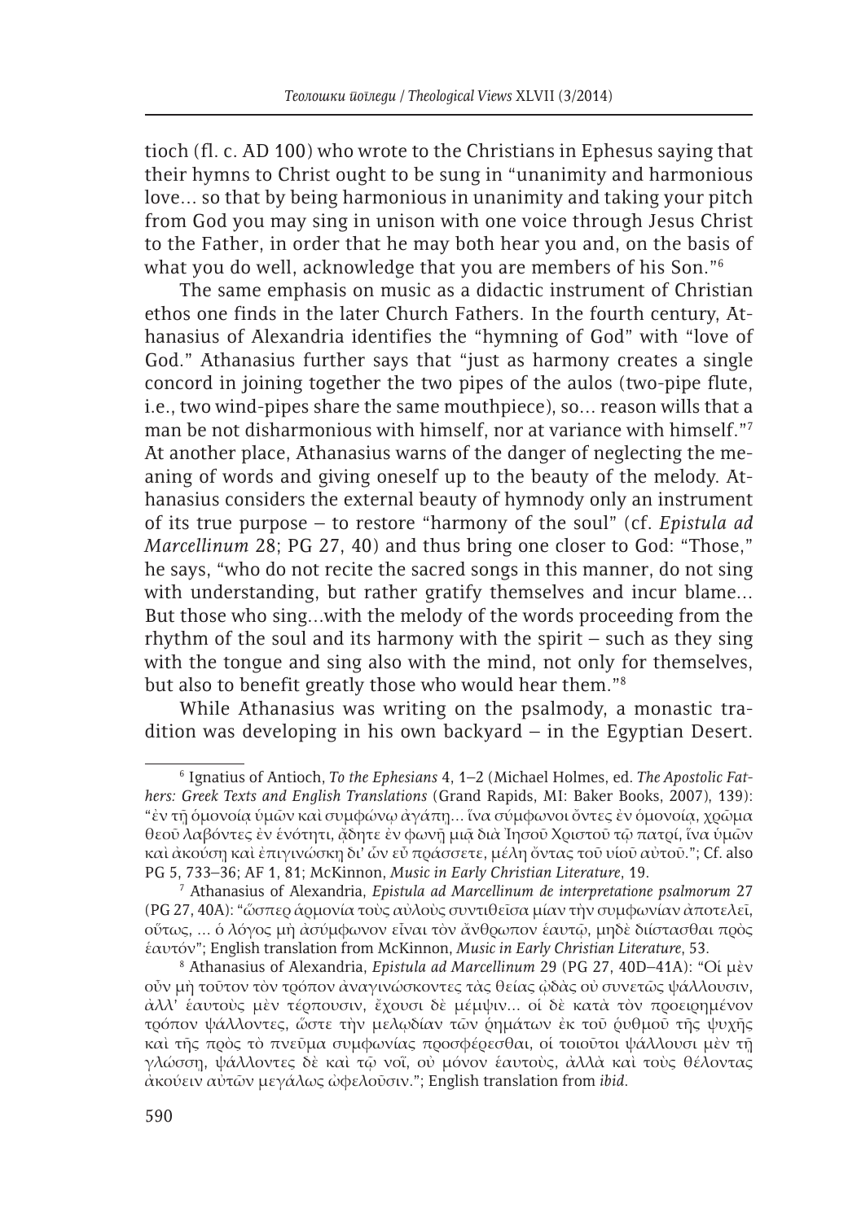tioch (fl. c. AD 100) who wrote to the Christians in Ephesus saying that their hymns to Christ ought to be sung in "unanimity and harmonious love... so that by being harmonious in unanimity and taking your pitch from God you may sing in unison with one voice through Jesus Christ to the Father, in order that he may both hear you and, on the basis of what you do well, acknowledge that you are members of his Son."[6]

The same emphasis on music as a didactic instrument of Christian ethos one finds in the later Church Fathers. In the fourth century, Athanasius of Alexandria identifies the "hymning of God" with "love of God." Athanasius further says that "just as harmony creates a single concord in joining together the two pipes of the aulos (two-pipe flute, i.e., two wind-pipes share the same mouthpiece), so... reason wills that a man be not disharmonious with himself, nor at variance with himself."[7] At another place, Athanasius warns of the danger of neglecting the meaning of words and giving oneself up to the beauty of the melody. Athanasius considers the external beauty of hymnody only an instrument of its true purpose – to restore "harmony of the soul" (cf. *Epistula ad Marcellinum* 28; PG 27, 40) and thus bring one closer to God: "Those," he says, "who do not recite the sacred songs in this manner, do not sing with understanding, but rather gratify themselves and incur blame... But those who sing...with the melody of the words proceeding from the rhythm of the soul and its harmony with the spirit – such as they sing with the tongue and sing also with the mind, not only for themselves, but also to benefit greatly those who would hear them."[8]

While Athanasius was writing on the psalmody, a monastic tradition was developing in his own backyard – in the Egyptian Desert.

---

[6] Ignatius of Antioch, *To the Ephesians* 4, 1–2 (Michael Holmes, ed. *The Apostolic Fathers: Greek Texts and English Translations* (Grand Rapids, MI: Baker Books, 2007), 139): "ἐν τῇ ὁμονοίᾳ ὑμῶν καὶ συμφώνῳ ἀγάπῃ... ἵνα σύμφωνοι ὄντες ἐν ὁμονοίᾳ, χρῶμα θεοῦ λαβόντες ἐν ἑνότητι, ᾄδητε ἐν φωνῇ μιᾷ διὰ Ἰησοῦ Χριστοῦ τῷ πατρί, ἵνα ὑμῶν καὶ ἀκούσῃ καὶ ἐπιγινώσκῃ δι' ὧν εὖ πράσσετε, μέλη ὄντας τοῦ υἱοῦ αὐτοῦ."; Cf. also PG 5, 733–36; AF 1, 81; McKinnon, *Music in Early Christian Literature*, 19.

[7] Athanasius of Alexandria, *Epistula ad Marcellinum de interpretatione psalmorum* 27 (PG 27, 40A): "ὥσπερ ἁρμονία τοὺς αὐλοὺς συντιθεῖσα μίαν τὴν συμφωνίαν ἀποτελεῖ, οὕτως, ... ὁ λόγος μὴ ἀσύμφωνον εἶναι τὸν ἄνθρωπον ἑαυτῷ, μηδὲ διίστασθαι πρὸς ἑαυτόν"; English translation from McKinnon, *Music in Early Christian Literature*, 53.

[8] Athanasius of Alexandria, *Epistula ad Marcellinum* 29 (PG 27, 40D–41A): "Οἱ μὲν οὖν μὴ τοῦτον τὸν τρόπον ἀναγινώσκοντες τὰς θείας ᾠδὰς οὐ συνετῶς ψάλλουσιν, ἀλλ' ἑαυτοὺς μὲν τέρπουσιν, ἔχουσι δὲ μέμψιν... οἱ δὲ κατὰ τὸν προειρημένον τρόπον ψάλλοντες, ὥστε τὴν μελῳδίαν τῶν ῥημάτων ἐκ τοῦ ῥυθμοῦ τῆς ψυχῆς καὶ τῆς πρὸς τὸ πνεῦμα συμφωνίας προσφέρεσθαι, οἱ τοιοῦτοι ψάλλουσι μὲν τῇ γλώσσῃ, ψάλλοντες δὲ καὶ τῷ νοΐ, οὐ μόνον ἑαυτούς, ἀλλὰ καὶ τοὺς θέλοντας ἀκούειν αὐτῶν μεγάλως ὠφελοῦσιν."; English translation from *ibid.*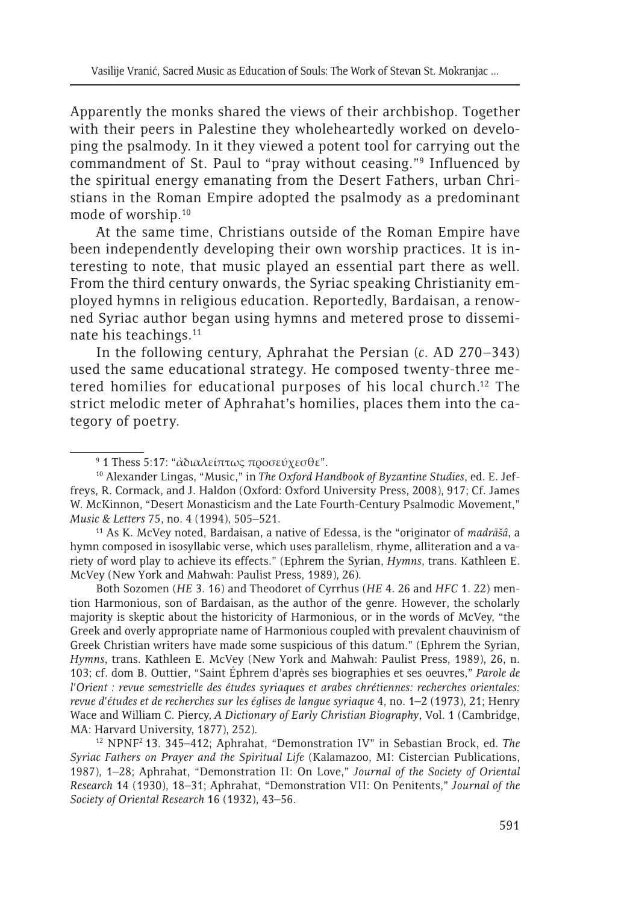Apparently the monks shared the views of their archbishop. Together with their peers in Palestine they wholeheartedly worked on developing the psalmody. In it they viewed a potent tool for carrying out the commandment of St. Paul to "pray without ceasing."[9] Influenced by the spiritual energy emanating from the Desert Fathers, urban Christians in the Roman Empire adopted the psalmody as a predominant mode of worship.[10]

At the same time, Christians outside of the Roman Empire have been independently developing their own worship practices. It is interesting to note, that music played an essential part there as well. From the third century onwards, the Syriac speaking Christianity employed hymns in religious education. Reportedly, Bardaisan, a renowned Syriac author began using hymns and metered prose to disseminate his teachings.[11]

In the following century, Aphrahat the Persian (*c*. AD 270–343) used the same educational strategy. He composed twenty-three metered homilies for educational purposes of his local church.[12] The strict melodic meter of Aphrahat's homilies, places them into the category of poetry.

---

[9] 1 Thess 5:17: "ἀδιαλείπτως προσεύχεσθε".

[10] Alexander Lingas, "Music," in *The Oxford Handbook of Byzantine Studies*, ed. E. Jeffreys, R. Cormack, and J. Haldon (Oxford: Oxford University Press, 2008), 917; Cf. James W. McKinnon, "Desert Monasticism and the Late Fourth-Century Psalmodic Movement," *Music & Letters* 75, no. 4 (1994), 505–521.

[11] As K. McVey noted, Bardaisan, a native of Edessa, is the "originator of *madrāšâ*, a hymn composed in isosyllabic verse, which uses parallelism, rhyme, alliteration and a variety of word play to achieve its effects." (Ephrem the Syrian, *Hymns*, trans. Kathleen E. McVey (New York and Mahwah: Paulist Press, 1989), 26).

Both Sozomen (*HE* 3. 16) and Theodoret of Cyrrhus (*HE* 4. 26 and *HFC* 1. 22) mention Harmonious, son of Bardaisan, as the author of the genre. However, the scholarly majority is skeptic about the historicity of Harmonious, or in the words of McVey, "the Greek and overly appropriate name of Harmonious coupled with prevalent chauvinism of Greek Christian writers have made some suspicious of this datum." (Ephrem the Syrian, *Hymns*, trans. Kathleen E. McVey (New York and Mahwah: Paulist Press, 1989), 26, n. 103; cf. dom B. Outtier, "Saint Éphrem d'après ses biographies et ses oeuvres," *Parole de l'Orient : revue semestrielle des études syriaques et arabes chrétiennes: recherches orientales: revue d'études et de recherches sur les églises de langue syriaque* 4, no. 1–2 (1973), 21; Henry Wace and William C. Piercy, *A Dictionary of Early Christian Biography*, Vol. 1 (Cambridge, MA: Harvard University, 1877), 252).

[12] NPNF² 13. 345–412; Aphrahat, "Demonstration IV" in Sebastian Brock, ed. *The Syriac Fathers on Prayer and the Spiritual Life* (Kalamazoo, MI: Cistercian Publications, 1987), 1–28; Aphrahat, "Demonstration II: On Love," *Journal of the Society of Oriental Research* 14 (1930), 18–31; Aphrahat, "Demonstration VII: On Penitents," *Journal of the Society of Oriental Research* 16 (1932), 43–56.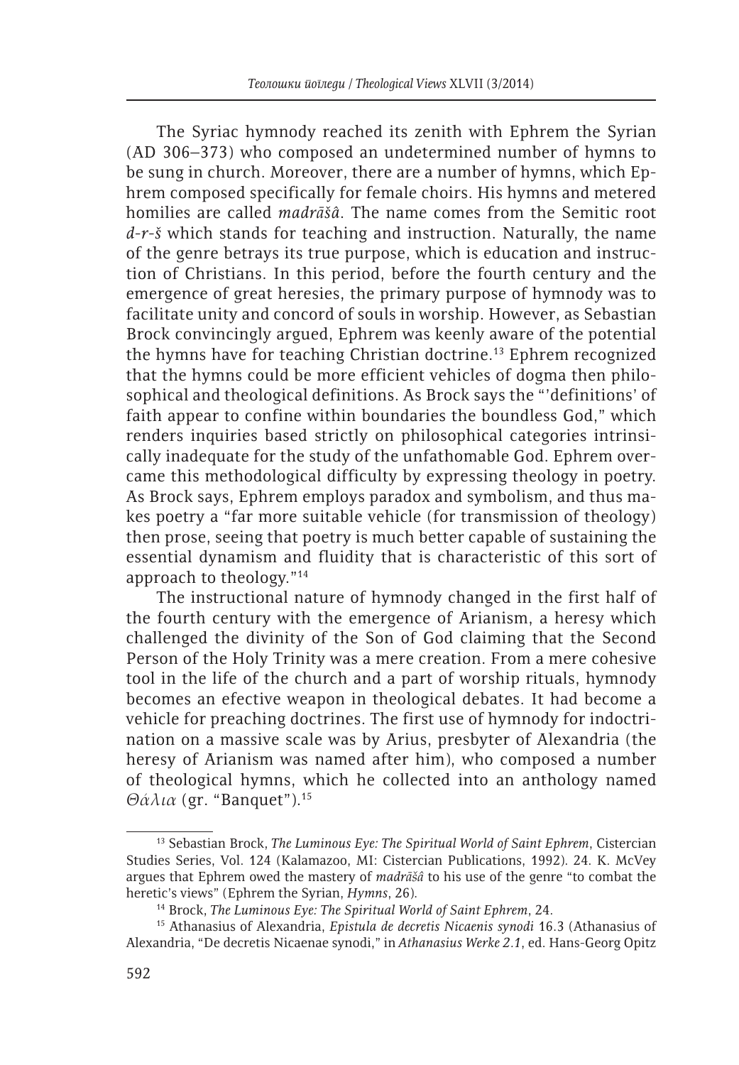The Syriac hymnody reached its zenith with Ephrem the Syrian (AD 306–373) who composed an undetermined number of hymns to be sung in church. Moreover, there are a number of hymns, which Ephrem composed specifically for female choirs. His hymns and metered homilies are called *madrāšâ*. The name comes from the Semitic root *d-r-š* which stands for teaching and instruction. Naturally, the name of the genre betrays its true purpose, which is education and instruction of Christians. In this period, before the fourth century and the emergence of great heresies, the primary purpose of hymnody was to facilitate unity and concord of souls in worship. However, as Sebastian Brock convincingly argued, Ephrem was keenly aware of the potential the hymns have for teaching Christian doctrine.[13] Ephrem recognized that the hymns could be more efficient vehicles of dogma then philosophical and theological definitions. As Brock says the "'definitions' of faith appear to confine within boundaries the boundless God," which renders inquiries based strictly on philosophical categories intrinsically inadequate for the study of the unfathomable God. Ephrem overcame this methodological difficulty by expressing theology in poetry. As Brock says, Ephrem employs paradox and symbolism, and thus makes poetry a "far more suitable vehicle (for transmission of theology) then prose, seeing that poetry is much better capable of sustaining the essential dynamism and fluidity that is characteristic of this sort of approach to theology."[14]

The instructional nature of hymnody changed in the first half of the fourth century with the emergence of Arianism, a heresy which challenged the divinity of the Son of God claiming that the Second Person of the Holy Trinity was a mere creation. From a mere cohesive tool in the life of the church and a part of worship rituals, hymnody becomes an efective weapon in theological debates. It had become a vehicle for preaching doctrines. The first use of hymnody for indoctrination on a massive scale was by Arius, presbyter of Alexandria (the heresy of Arianism was named after him), who composed a number of theological hymns, which he collected into an anthology named *Θάλια* (gr. "Banquet").[15]

---

[13] Sebastian Brock, *The Luminous Eye: The Spiritual World of Saint Ephrem*, Cistercian Studies Series, Vol. 124 (Kalamazoo, MI: Cistercian Publications, 1992). 24. K. McVey argues that Ephrem owed the mastery of *madrāšâ* to his use of the genre "to combat the heretic's views" (Ephrem the Syrian, *Hymns*, 26).

[14] Brock, *The Luminous Eye: The Spiritual World of Saint Ephrem*, 24.

[15] Athanasius of Alexandria, *Epistula de decretis Nicaenis synodi* 16.3 (Athanasius of Alexandria, "De decretis Nicaenae synodi," in *Athanasius Werke 2.1*, ed. Hans-Georg Opitz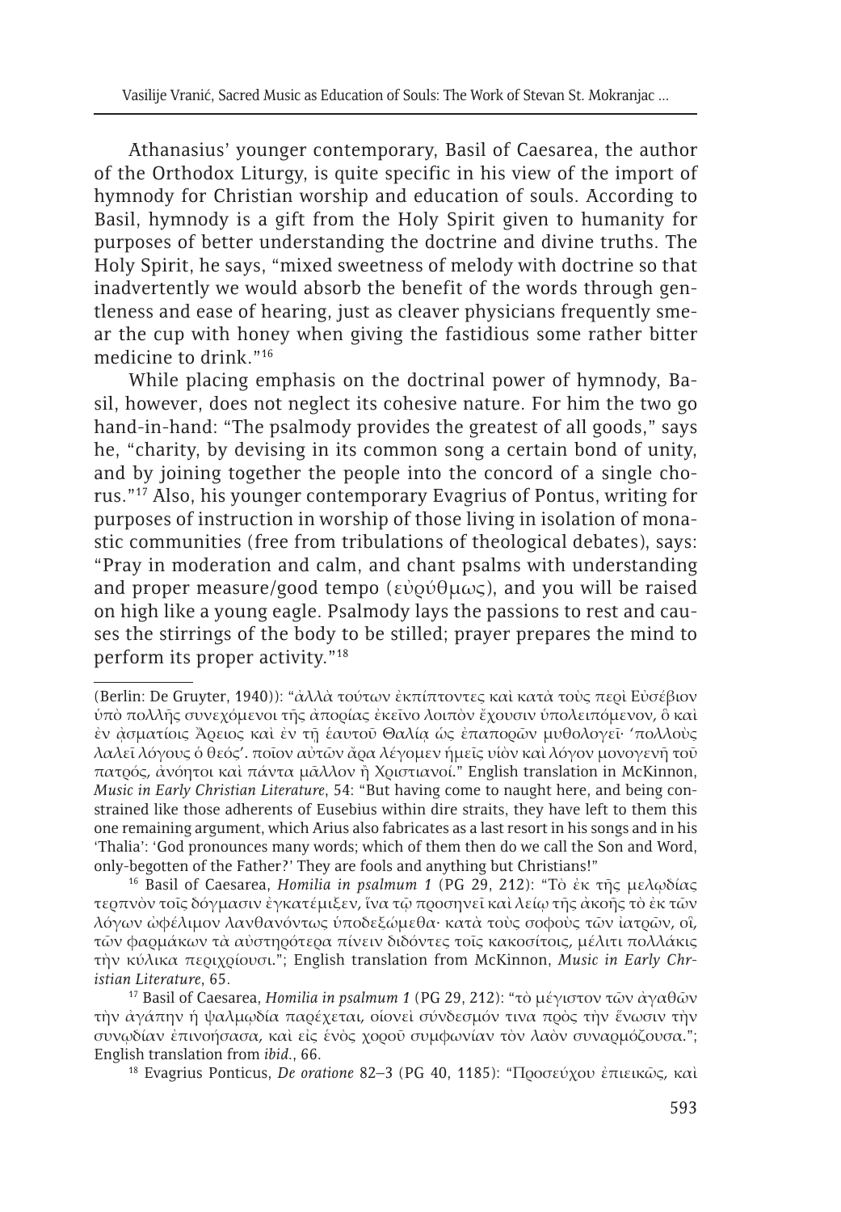Athanasius' younger contemporary, Basil of Caesarea, the author of the Orthodox Liturgy, is quite specific in his view of the import of hymnody for Christian worship and education of souls. According to Basil, hymnody is a gift from the Holy Spirit given to humanity for purposes of better understanding the doctrine and divine truths. The Holy Spirit, he says, "mixed sweetness of melody with doctrine so that inadvertently we would absorb the benefit of the words through gentleness and ease of hearing, just as cleaver physicians frequently smear the cup with honey when giving the fastidious some rather bitter medicine to drink."[16]

While placing emphasis on the doctrinal power of hymnody, Basil, however, does not neglect its cohesive nature. For him the two go hand-in-hand: "The psalmody provides the greatest of all goods," says he, "charity, by devising in its common song a certain bond of unity, and by joining together the people into the concord of a single chorus."[17] Also, his younger contemporary Evagrius of Pontus, writing for purposes of instruction in worship of those living in isolation of monastic communities (free from tribulations of theological debates), says: "Pray in moderation and calm, and chant psalms with understanding and proper measure/good tempo (εὐρύθμως), and you will be raised on high like a young eagle. Psalmody lays the passions to rest and causes the stirrings of the body to be stilled; prayer prepares the mind to perform its proper activity."[18]

---

(Berlin: De Gruyter, 1940)): "ἀλλὰ τούτων ἐκπίπτοντες καὶ κατὰ τοὺς περὶ Εὐσέβιον ὑπὸ πολλῆς συνεχόμενοι τῆς ἀπορίας ἐκεῖνο λοιπὸν ἔχουσιν ὑπολειπόμενον, ὃ καὶ ἐν ᾀσματίοις Ἄρειος καὶ ἐν τῇ ἑαυτοῦ Θαλίᾳ ὡς ἐπαπορῶν μυθολογεῖ· 'πολλοὺς λαλεῖ λόγους ὁ θεός'. ποῖον αὐτῶν ἄρα λέγομεν ἡμεῖς υἱὸν καὶ λόγον μονογενῆ τοῦ πατρός, ἀνόητοι καὶ πάντα μᾶλλον ἢ Χριστιανοί." English translation in McKinnon, *Music in Early Christian Literature*, 54: "But having come to naught here, and being constrained like those adherents of Eusebius within dire straits, they have left to them this one remaining argument, which Arius also fabricates as a last resort in his songs and in his 'Thalia': 'God pronounces many words; which of them then do we call the Son and Word, only-begotten of the Father?' They are fools and anything but Christians!"

[16] Basil of Caesarea, *Homilia in psalmum 1* (PG 29, 212): "Τὸ ἐκ τῆς μελῳδίας τερπνὸν τοῖς δόγμασιν ἐγκατέμιξεν, ἵνα τῷ προσηνεῖ καὶ λείῳ τῆς ἀκοῆς τὸ ἐκ τῶν λόγων ὠφέλιμον λανθανόντως ὑποδεξώμεθα· κατὰ τοὺς σοφοὺς τῶν ἰατρῶν, οἳ, τῶν φαρμάκων τὰ αὐστηρότερα πίνειν διδόντες τοῖς κακοσίτοις, μέλιτι πολλάκις τὴν κύλικα περιχρίουσι."; English translation from McKinnon, *Music in Early Christian Literature*, 65.

[17] Basil of Caesarea, *Homilia in psalmum 1* (PG 29, 212): "τὸ μέγιστον τῶν ἀγαθῶν τὴν ἀγάπην ἡ ψαλμῳδία παρέχεται, οἱονεὶ σύνδεσμόν τινα πρὸς τὴν ἕνωσιν τὴν συνῳδίαν ἐπινοήσασα, καὶ εἰς ἑνὸς χοροῦ συμφωνίαν τὸν λαὸν συναρμόζουσα."; English translation from *ibid*., 66.

[18] Evagrius Ponticus, *De oratione* 82–3 (PG 40, 1185): "Προσεύχου ἐπιεικῶς, καὶ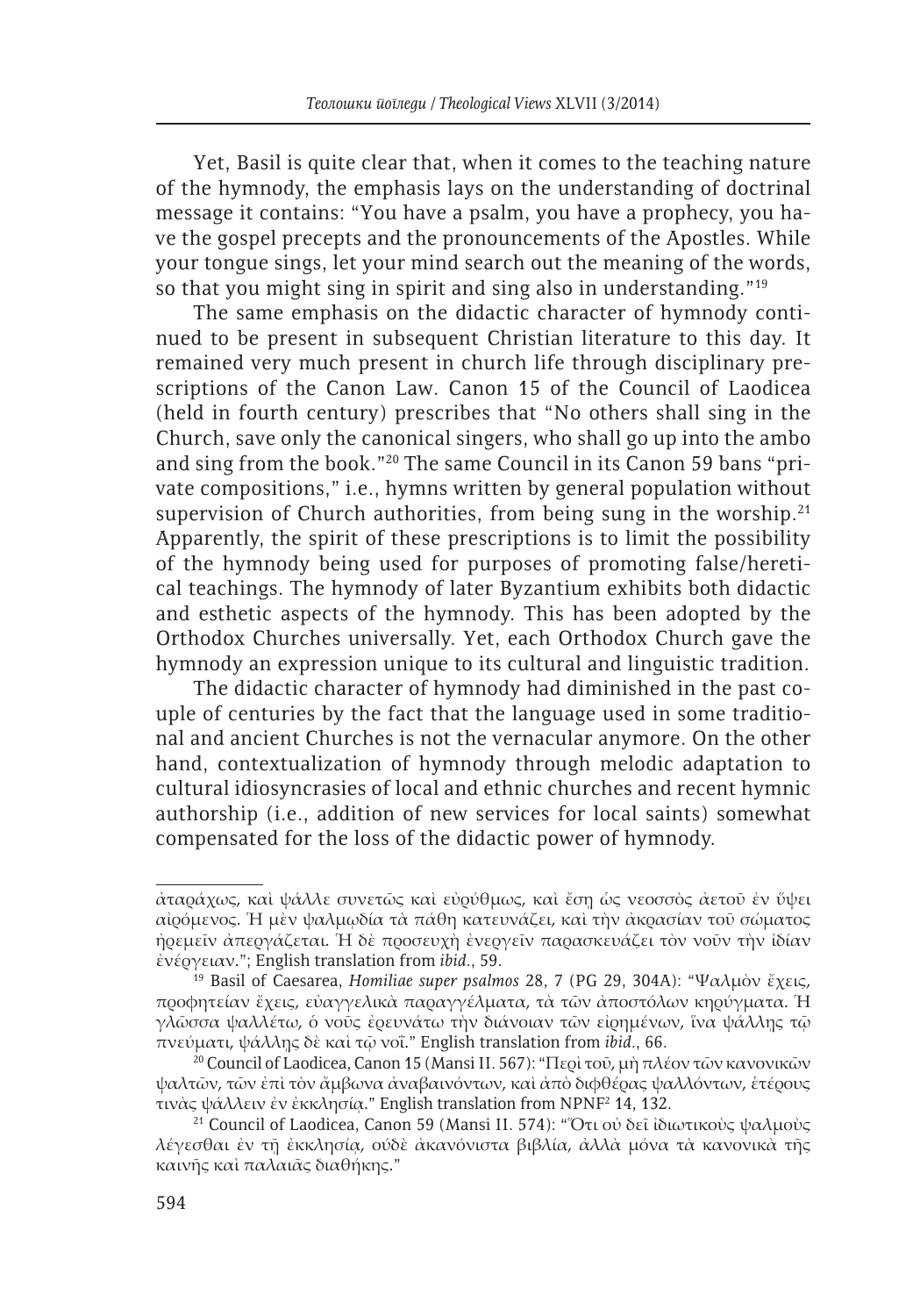Yet, Basil is quite clear that, when it comes to the teaching nature of the hymnody, the emphasis lays on the understanding of doctrinal message it contains: "You have a psalm, you have a prophecy, you have the gospel precepts and the pronouncements of the Apostles. While your tongue sings, let your mind search out the meaning of the words, so that you might sing in spirit and sing also in understanding."[19]

The same emphasis on the didactic character of hymnody continued to be present in subsequent Christian literature to this day. It remained very much present in church life through disciplinary prescriptions of the Canon Law. Canon 15 of the Council of Laodicea (held in fourth century) prescribes that "No others shall sing in the Church, save only the canonical singers, who shall go up into the ambo and sing from the book."[20] The same Council in its Canon 59 bans "private compositions," i.e., hymns written by general population without supervision of Church authorities, from being sung in the worship.[21] Apparently, the spirit of these prescriptions is to limit the possibility of the hymnody being used for purposes of promoting false/heretical teachings. The hymnody of later Byzantium exhibits both didactic and esthetic aspects of the hymnody. This has been adopted by the Orthodox Churches universally. Yet, each Orthodox Church gave the hymnody an expression unique to its cultural and linguistic tradition.

The didactic character of hymnody had diminished in the past couple of centuries by the fact that the language used in some traditional and ancient Churches is not the vernacular anymore. On the other hand, contextualization of hymnody through melodic adaptation to cultural idiosyncrasies of local and ethnic churches and recent hymnic authorship (i.e., addition of new services for local saints) somewhat compensated for the loss of the didactic power of hymnody.

---

ἀταράχως, καὶ ψάλλε συνετῶς καὶ εὐρύθμως, καὶ ἔσῃ ὡς νεοσσὸς ἀετοῦ ἐν ὕψει αἰρόμενος. Ἡ μὲν ψαλμῳδία τὰ πάθη κατευνάζει, καὶ τὴν ἀκρασίαν τοῦ σώματος ἠρεμεῖν ἀπεργάζεται. Ἡ δὲ προσευχὴ ἐνεργεῖν παρασκευάζει τὸν νοῦν τὴν ἰδίαν ἐνέργειαν."; English translation from *ibid*., 59.

[19] Basil of Caesarea, *Homiliae super psalmos* 28, 7 (PG 29, 304A): "Ψαλμὸν ἔχεις, προφητείαν ἔχεις, εὐαγγελικὰ παραγγέλματα, τὰ τῶν ἀποστόλων κηρύγματα. Ἡ γλῶσσα ψαλλέτω, ὁ νοῦς ἐρευνάτω τὴν διάνοιαν τῶν εἰρημένων, ἵνα ψάλλῃς τῷ πνεύματι, ψάλλῃς δὲ καὶ τῷ νοΐ." English translation from *ibid*., 66.

[20] Council of Laodicea, Canon 15 (Mansi II. 567): "Περὶ τοῦ, μὴ πλέον τῶν κανονικῶν ψαλτῶν, τῶν ἐπὶ τὸν ἄμβωνα ἀναβαινόντων, καὶ ἀπὸ διφθέρας ψαλλόντων, ἑτέρους τινὰς ψάλλειν ἐν ἐκκλησίᾳ." English translation from NPNF[2] 14, 132.

[21] Council of Laodicea, Canon 59 (Mansi II. 574): "Ὅτι οὐ δεῖ ἰδιωτικοὺς ψαλμοὺς λέγεσθαι ἐν τῇ ἐκκλησίᾳ, οὐδὲ ἀκανόνιστα βιβλία, ἀλλὰ μόνα τὰ κανονικὰ τῆς καινῆς καὶ παλαιᾶς διαθήκης."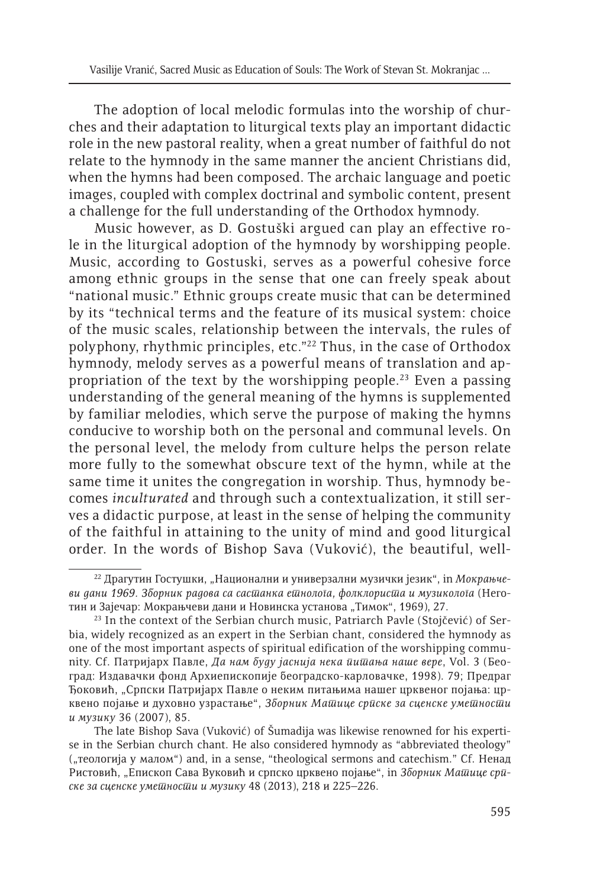The adoption of local melodic formulas into the worship of churches and their adaptation to liturgical texts play an important didactic role in the new pastoral reality, when a great number of faithful do not relate to the hymnody in the same manner the ancient Christians did, when the hymns had been composed. The archaic language and poetic images, coupled with complex doctrinal and symbolic content, present a challenge for the full understanding of the Orthodox hymnody.

Music however, as D. Gostuški argued can play an effective role in the liturgical adoption of the hymnody by worshipping people. Music, according to Gostuski, serves as a powerful cohesive force among ethnic groups in the sense that one can freely speak about "national music." Ethnic groups create music that can be determined by its "technical terms and the feature of its musical system: choice of the music scales, relationship between the intervals, the rules of polyphony, rhythmic principles, etc."[22] Thus, in the case of Orthodox hymnody, melody serves as a powerful means of translation and appropriation of the text by the worshipping people.[23] Even a passing understanding of the general meaning of the hymns is supplemented by familiar melodies, which serve the purpose of making the hymns conducive to worship both on the personal and communal levels. On the personal level, the melody from culture helps the person relate more fully to the somewhat obscure text of the hymn, while at the same time it unites the congregation in worship. Thus, hymnody becomes *inculturated* and through such a contextualization, it still serves a didactic purpose, at least in the sense of helping the community of the faithful in attaining to the unity of mind and good liturgical order. In the words of Bishop Sava (Vuković), the beautiful, well-

---

[22] Драгутин Гостушки, „Национални и универзални музички језик", in *Мокрањчеви дани 1969. Зборник радова са састанка етнолога, фолклориста и музиколога* (Неготин и Зајечар: Мокрањчеви дани и Новинска установа „Тимок", 1969), 27.

[23] In the context of the Serbian church music, Patriarch Pavle (Stojčević) of Serbia, widely recognized as an expert in the Serbian chant, considered the hymnody as one of the most important aspects of spiritual edification of the worshipping community. Cf. Патријарх Павле, *Да нам буду јаснија нека питања наше вере*, Vol. 3 (Београд: Издавачки фонд Архиепископије београдско-карловачке, 1998). 79; Предраг Ђоковић, „Српски Патријарх Павле о неким питањима нашег црквеног појања: црквено појање и духовно узрастање", *Зборник Матице српске за сценске уметности и музику* 36 (2007), 85.

The late Bishop Sava (Vuković) of Šumadija was likewise renowned for his expertise in the Serbian church chant. He also considered hymnody as "abbreviated theology" („теологија у малом") and, in a sense, "theological sermons and catechism." Cf. Ненад Ристовић, „Епископ Сава Вуковић и српско црквено појање", in *Зборник Матице српске за сценске уметности и музику* 48 (2013), 218 и 225–226.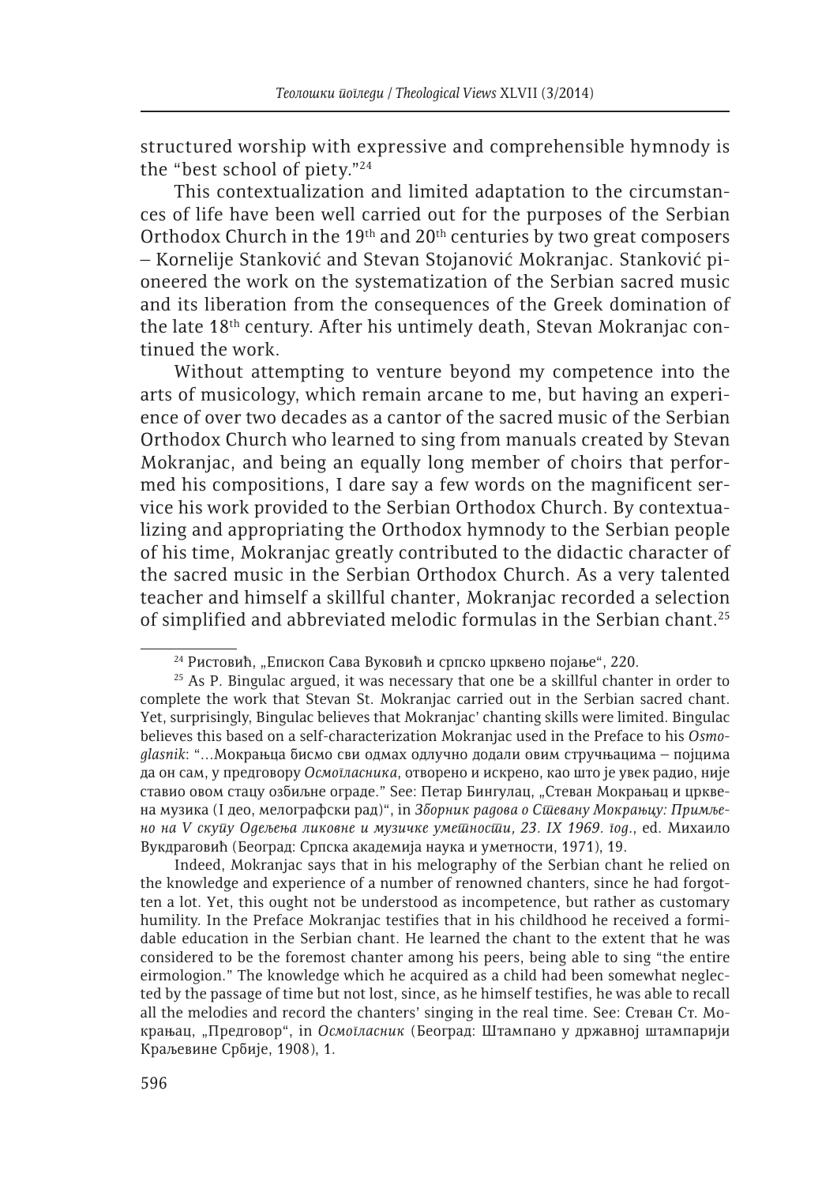structured worship with expressive and comprehensible hymnody is the "best school of piety."[24]

This contextualization and limited adaptation to the circumstances of life have been well carried out for the purposes of the Serbian Orthodox Church in the 19th and 20th centuries by two great composers – Kornelije Stanković and Stevan Stojanović Mokranjac. Stanković pioneered the work on the systematization of the Serbian sacred music and its liberation from the consequences of the Greek domination of the late 18th century. After his untimely death, Stevan Mokranjac continued the work.

Without attempting to venture beyond my competence into the arts of musicology, which remain arcane to me, but having an experience of over two decades as a cantor of the sacred music of the Serbian Orthodox Church who learned to sing from manuals created by Stevan Mokranjac, and being an equally long member of choirs that performed his compositions, I dare say a few words on the magnificent service his work provided to the Serbian Orthodox Church. By contextualizing and appropriating the Orthodox hymnody to the Serbian people of his time, Mokranjac greatly contributed to the didactic character of the sacred music in the Serbian Orthodox Church. As a very talented teacher and himself a skillful chanter, Mokranjac recorded a selection of simplified and abbreviated melodic formulas in the Serbian chant.[25]

---

[24] Ристовић, „Епископ Сава Вуковић и српско црквено појање", 220.

[25] As P. Bingulac argued, it was necessary that one be a skillful chanter in order to complete the work that Stevan St. Mokranjac carried out in the Serbian sacred chant. Yet, surprisingly, Bingulac believes that Mokranjac' chanting skills were limited. Bingulac believes this based on a self-characterization Mokranjac used in the Preface to his *Osmoglasnik*: "…Мокрањца бисмо сви одмах одлучно додали овим стручњацима – појцима да он сам, у предговору *Осмогласника*, отворено и искрено, као што је увек радио, није ставио овом стацу озбиљне ограде." See: Петар Бингулац, „Стеван Мокрањац и црквена музика (I део, мелографски рад)", in *Зборник радова о Стевану Мокрањцу: Примљено на V скупу Одељења ликовне и музичке уметности, 23. IX 1969. год.*, ed. Михаило Вукдраговић (Београд: Српска академија наука и уметности, 1971), 19.

Indeed, Mokranjac says that in his melography of the Serbian chant he relied on the knowledge and experience of a number of renowned chanters, since he had forgotten a lot. Yet, this ought not be understood as incompetence, but rather as customary humility. In the Preface Mokranjac testifies that in his childhood he received a formidable education in the Serbian chant. He learned the chant to the extent that he was considered to be the foremost chanter among his peers, being able to sing "the entire eirmologion." The knowledge which he acquired as a child had been somewhat neglected by the passage of time but not lost, since, as he himself testifies, he was able to recall all the melodies and record the chanters' singing in the real time. See: Стеван Ст. Мокрањац, „Предговор", in *Осмогласник* (Београд: Штампано у државној штампарији Краљевине Србије, 1908), 1.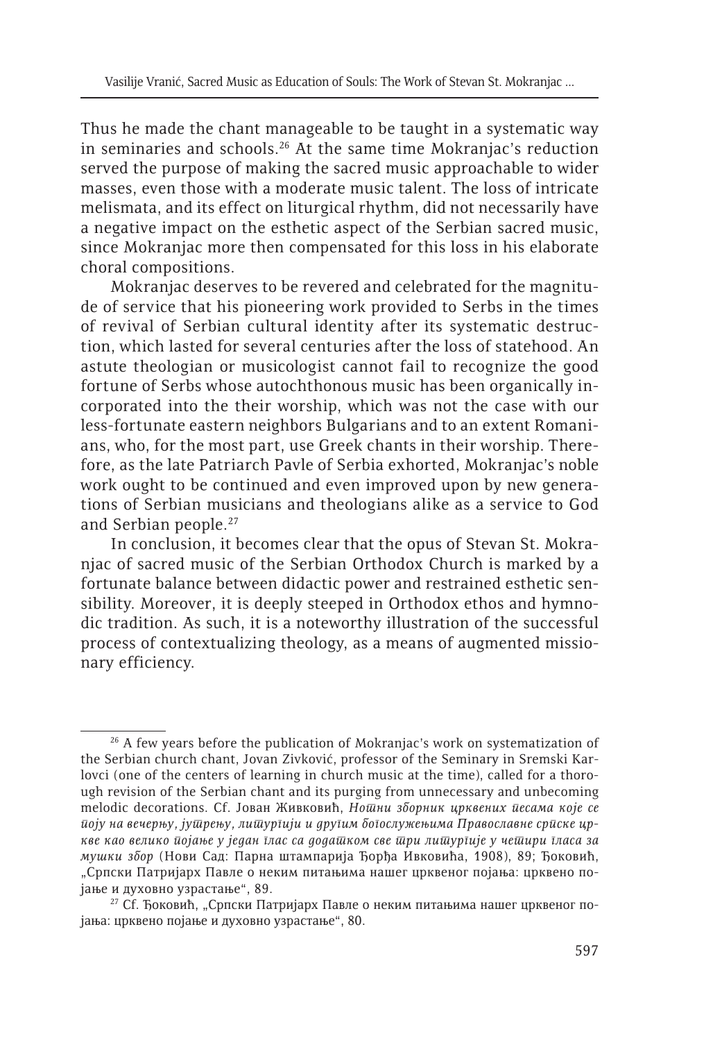Thus he made the chant manageable to be taught in a systematic way in seminaries and schools.[26] At the same time Mokranjac's reduction served the purpose of making the sacred music approachable to wider masses, even those with a moderate music talent. The loss of intricate melismata, and its effect on liturgical rhythm, did not necessarily have a negative impact on the esthetic aspect of the Serbian sacred music, since Mokranjac more then compensated for this loss in his elaborate choral compositions.

Mokranjac deserves to be revered and celebrated for the magnitude of service that his pioneering work provided to Serbs in the times of revival of Serbian cultural identity after its systematic destruction, which lasted for several centuries after the loss of statehood. An astute theologian or musicologist cannot fail to recognize the good fortune of Serbs whose autochthonous music has been organically incorporated into the their worship, which was not the case with our less-fortunate eastern neighbors Bulgarians and to an extent Romanians, who, for the most part, use Greek chants in their worship. Therefore, as the late Patriarch Pavle of Serbia exhorted, Mokranjac's noble work ought to be continued and even improved upon by new generations of Serbian musicians and theologians alike as a service to God and Serbian people.[27]

In conclusion, it becomes clear that the opus of Stevan St. Mokranjac of sacred music of the Serbian Orthodox Church is marked by a fortunate balance between didactic power and restrained esthetic sensibility. Moreover, it is deeply steeped in Orthodox ethos and hymnodic tradition. As such, it is a noteworthy illustration of the successful process of contextualizing theology, as a means of augmented missionary efficiency.

---

[26] A few years before the publication of Mokranjac's work on systematization of the Serbian church chant, Jovan Zivković, professor of the Seminary in Sremski Karlovci (one of the centers of learning in church music at the time), called for a thorough revision of the Serbian chant and its purging from unnecessary and unbecoming melodic decorations. Cf. Јован Живковић, *Нотни зборник црквених песама које се поју на вечерњу, јутрењу, литургији и другим богослужењима Православне српске цркве као велико појање у један глас са додатком све три литургије у четири гласа за мушки збор* (Нови Сад: Парна штампарија Ђорђа Ивковића, 1908), 89; Ђоковић, „Српски Патријарх Павле о неким питањима нашег црквеног појања: црквено појање и духовно узрастање", 89.

[27] Cf. Ђоковић, „Српски Патријарх Павле о неким питањима нашег црквеног појања: црквено појање и духовно узрастање", 80.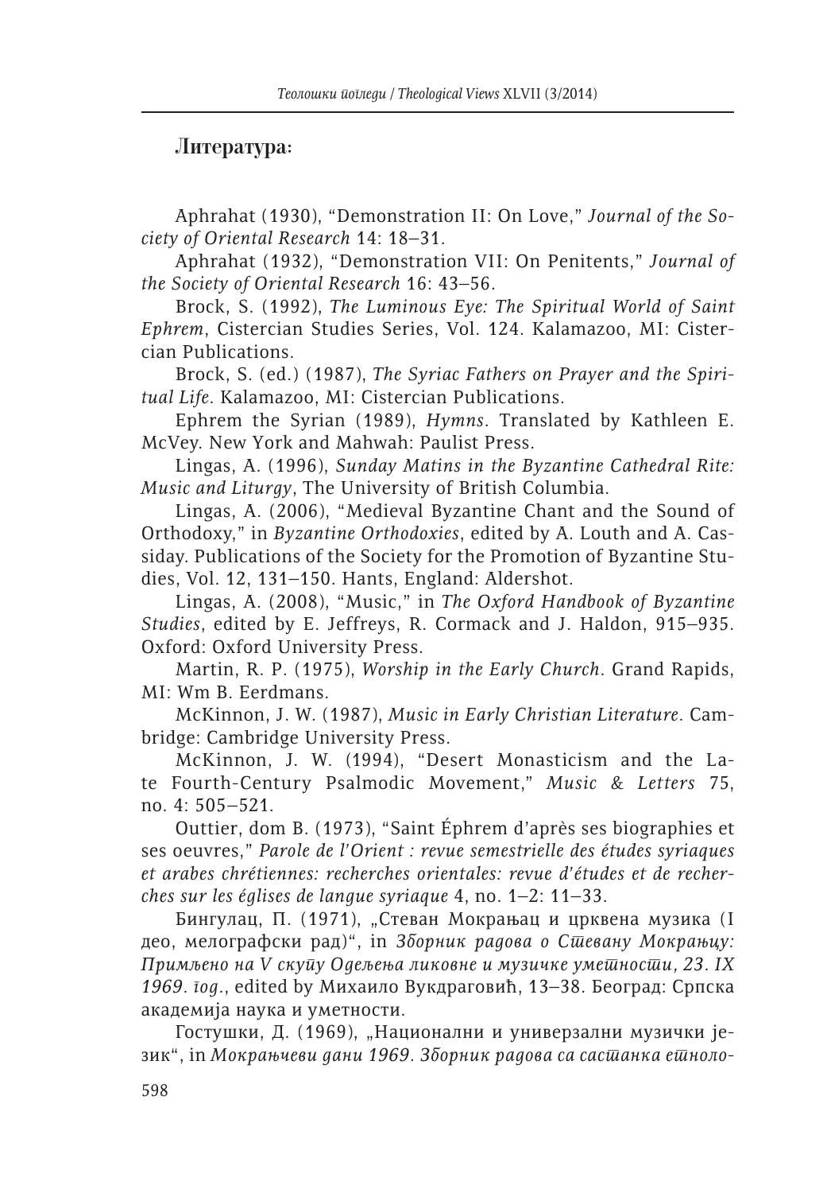## Литература:

Aphrahat (1930), "Demonstration II: On Love," *Journal of the Society of Oriental Research* 14: 18–31.

Aphrahat (1932), "Demonstration VII: On Penitents," *Journal of the Society of Oriental Research* 16: 43–56.

Brock, S. (1992), *The Luminous Eye: The Spiritual World of Saint Ephrem*, Cistercian Studies Series, Vol. 124. Kalamazoo, MI: Cistercian Publications.

Brock, S. (ed.) (1987), *The Syriac Fathers on Prayer and the Spiritual Life*. Kalamazoo, MI: Cistercian Publications.

Ephrem the Syrian (1989), *Hymns*. Translated by Kathleen E. McVey. New York and Mahwah: Paulist Press.

Lingas, A. (1996), *Sunday Matins in the Byzantine Cathedral Rite: Music and Liturgy*, The University of British Columbia.

Lingas, A. (2006), "Medieval Byzantine Chant and the Sound of Orthodoxy," in *Byzantine Orthodoxies*, edited by A. Louth and A. Cassiday. Publications of the Society for the Promotion of Byzantine Studies, Vol. 12, 131–150. Hants, England: Aldershot.

Lingas, A. (2008), "Music," in *The Oxford Handbook of Byzantine Studies*, edited by E. Jeffreys, R. Cormack and J. Haldon, 915–935. Oxford: Oxford University Press.

Martin, R. P. (1975), *Worship in the Early Church*. Grand Rapids, MI: Wm B. Eerdmans.

McKinnon, J. W. (1987), *Music in Early Christian Literature*. Cambridge: Cambridge University Press.

McKinnon, J. W. (1994), "Desert Monasticism and the Late Fourth-Century Psalmodic Movement," *Music & Letters* 75, no. 4: 505–521.

Outtier, dom B. (1973), "Saint Éphrem d'après ses biographies et ses oeuvres," *Parole de l'Orient : revue semestrielle des études syriaques et arabes chrétiennes: recherches orientales: revue d'études et de recherches sur les églises de langue syriaque* 4, no. 1–2: 11–33.

Бингулац, П. (1971), „Стеван Мокрањац и црквена музика (I део, мелографски рад)", in *Зборник радова о Стевану Мокрањцу: Примљено на V скупу Одељења ликовне и музичке уметности, 23. IX 1969. год.*, edited by Михаило Вукдраговић, 13–38. Београд: Српска академија наука и уметности.

Гостушки, Д. (1969), „Национални и универзални музички језик", in *Мокрањчеви дани 1969. Зборник радова са састанка етноло-*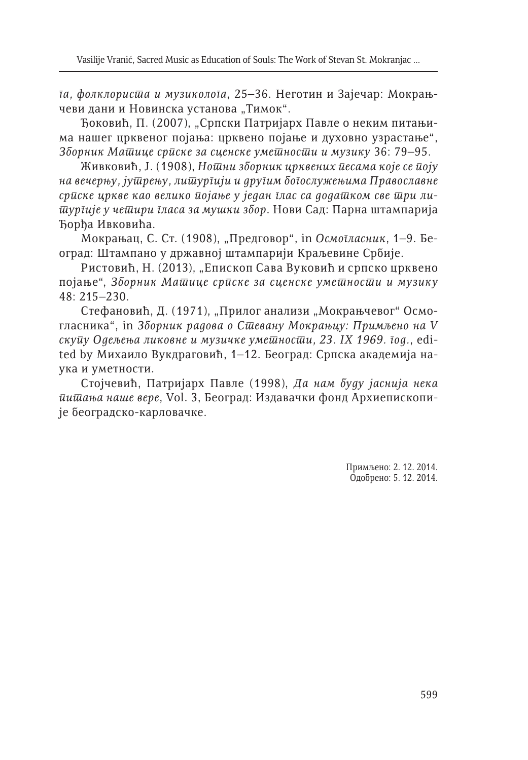*га, фолклориста и музиколога*, 25–36. Неготин и Зајечар: Мокрањчеви дани и Новинска установа „Тимок".

Ђоковић, П. (2007), „Српски Патријарх Павле о неким питањима нашег црквеног појања: црквено појање и духовно узрастање", *Зборник Матице српске за сценске уметности и музику* 36: 79–95.

Живковић, Ј. (1908), *Нотни зборник црквених песама које се поју на вечерњу, јутрењу, литургији и другим богослужењима Православне српске цркве као велико појање у један глас са додатком све три литургије у четири гласа за мушки збор*. Нови Сад: Парна штампарија Ђорђа Ивковића.

Мокрањац, С. Ст. (1908), „Предговор", in *Осмогласник*, 1–9. Београд: Штампано у државној штампарији Краљевине Србије.

Ристовић, Н. (2013), „Епископ Сава Вуковић и српско црквено појање", *Зборник Матице српске за сценске уметности и музику* 48: 215–230.

Стефановић, Д. (1971), „Прилог анализи „Мокрањчевог" Осмогласника", in *Зборник радова о Стевану Мокрањцу: Примљено на V скупу Одељења ликовне и музичке уметности, 23. IX 1969. год.*, edited by Михаило Вукдраговић, 1–12. Београд: Српска академија наука и уметности.

Стојчевић, Патријарх Павле (1998), *Да нам буду јаснија нека питања наше вере*, Vol. 3, Београд: Издавачки фонд Архиепископије београдско-карловачке.

Примљено: 2. 12. 2014.
Одобрено: 5. 12. 2014.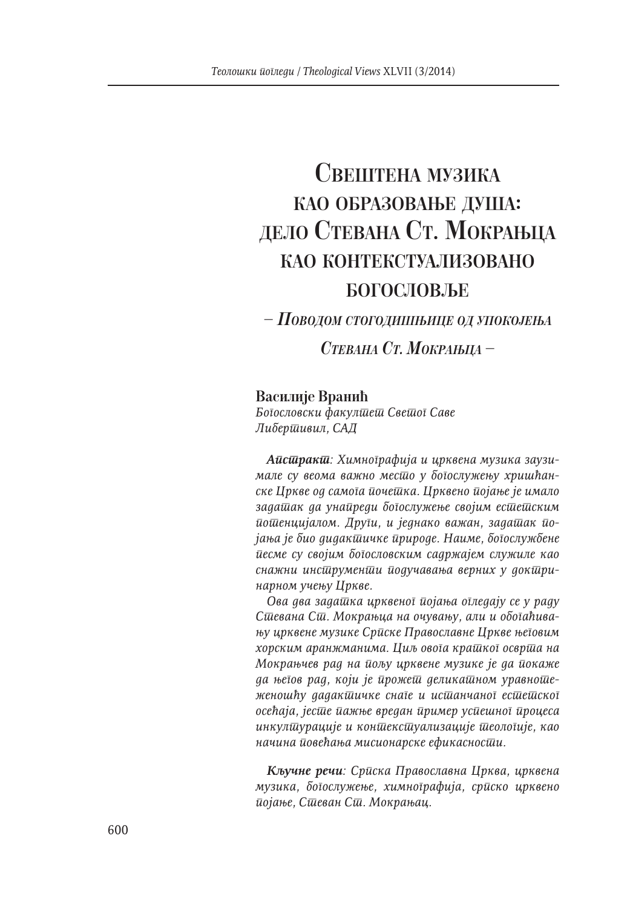# Свештена музика као образовање душа: дело Стевана Ст. Мокрањца као контекстуализовано богословље

*– Поводом стогодишњице од упокојења Стевана Ст. Мокрањца –*

**Василије Вранић**
*Богословски факултет Светог Саве*
*Либертивил, САД*

***Апстракт***: *Химнографија и црквена музика заузимале су веома важно место у богослужењу хришћанске Цркве од самога почетка. Црквено појање је имало задатак да унапреди богослужење својим естетским потенцијалом. Други, и једнако важан, задатак појања је био дидактичке природе. Наиме, богослужбене песме су својим богословским садржајем служиле као снажни инструменти подучавања верних у доктринарном учењу Цркве.*

*Ова два задатка црквеног појања огледају се у раду Стевана Ст. Мокрањца на очувању, али и обогаћивању црквене музике Српске Православне Цркве његовим хорским аранжманима. Циљ овог кратког осврта на Мокрањчев рад на пољу црквене музике је да покаже да његов рад, који је прожет деликатном уравнотеженошћу дадактичке снаге и истанчаног естетског осећаја, јесте пажње вредан пример успешног процеса инкултурације и контекстуализације теологије, као начина повећања мисионарске ефикасности.*

***Кључне речи***: *Српска Православна Црква, црквена музика, богослужење, химнографија, српско црквено појање, Стеван Ст. Мокрањац.*